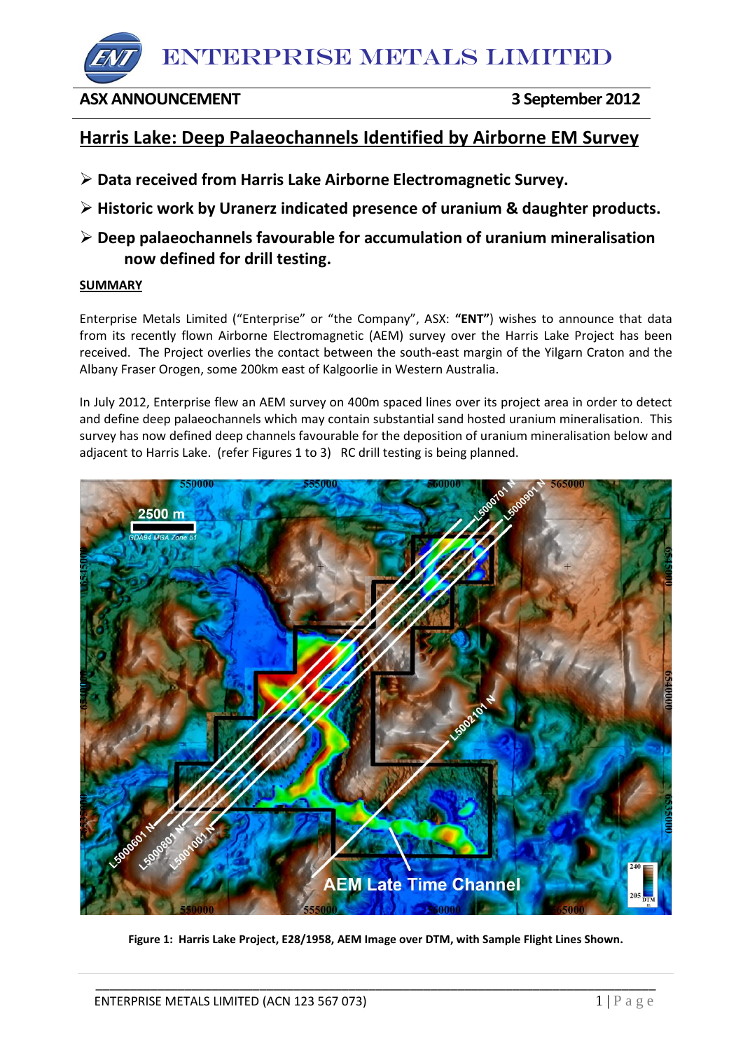# ENTERPRISE METALS LIMITED

**ASX ANNOUNCEMENT** **3 September 2012**

## Harris Lake: Deep Palaeochannels Identified by Airborne EM Survey

- **Data received from Harris Lake Airborne Electromagnetic Survey.**
- **Historic work by Uranerz indicated presence of uranium & daughter products.**
- **Deep palaeochannels favourable for accumulation of uranium mineralisation now defined for drill testing.**

### SUMMARY

Enterprise Metals Limited ("Enterprise" or "the Company", ASX: **"ENT"**) wishes to announce that data from its recently flown Airborne Electromagnetic (AEM) survey over the Harris Lake Project has been received. The Project overlies the contact between the south-east margin of the Yilgarn Craton and the Albany Fraser Orogen, some 200km east of Kalgoorlie in Western Australia.

In July 2012, Enterprise flew an AEM survey on 400m spaced lines over its project area in order to detect and define deep palaeochannels which may contain substantial sand hosted uranium mineralisation. This survey has now defined deep channels favourable for the deposition of uranium mineralisation below and adjacent to Harris Lake. (refer Figures 1 to 3) RC drill testing is being planned.

**Figure 1: Harris Lake Project, E28/1958, AEM Image over DTM, with Sample Flight Lines Shown.**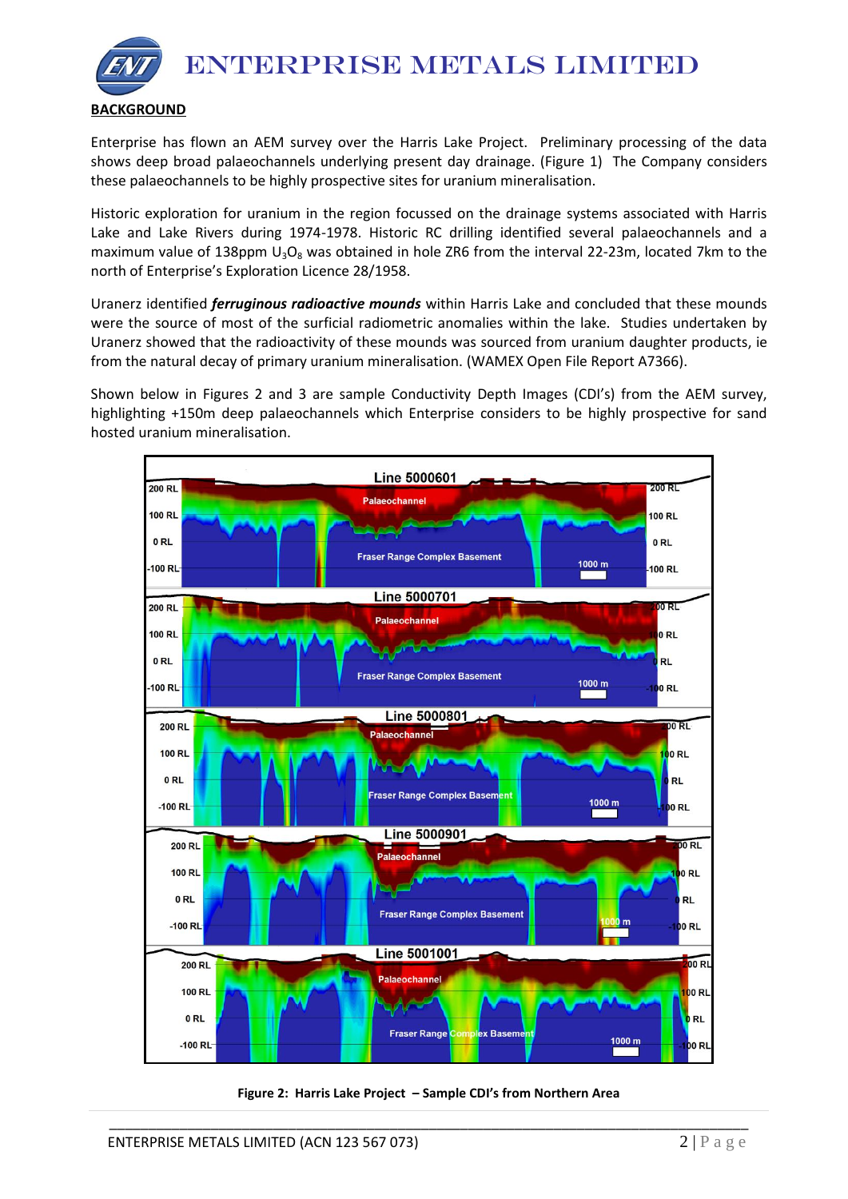## BACKGROUND

Enterprise has flown an AEM survey over the Harris Lake Project. Preliminary processing of the data shows deep broad palaeochannels underlying present day drainage. (Figure 1) The Company considers these palaeochannels to be highly prospective sites for uranium mineralisation.

Historic exploration for uranium in the region focussed on the drainage systems associated with Harris Lake and Lake Rivers during 1974-1978. Historic RC drilling identified several palaeochannels and a maximum value of 138ppm $U_3O_8$ was obtained in hole ZR6 from the interval 22-23m, located 7km to the north of Enterprise's Exploration Licence 28/1958.

Uranerz identified ***ferruginous radioactive mounds*** within Harris Lake and concluded that these mounds were the source of most of the surficial radiometric anomalies within the lake. Studies undertaken by Uranerz showed that the radioactivity of these mounds was sourced from uranium daughter products, ie from the natural decay of primary uranium mineralisation. (WAMEX Open File Report A7366).

Shown below in Figures 2 and 3 are sample Conductivity Depth Images (CDI's) from the AEM survey, highlighting +150m deep palaeochannels which Enterprise considers to be highly prospective for sand hosted uranium mineralisation.

**Figure 2: Harris Lake Project – Sample CDI's from Northern Area**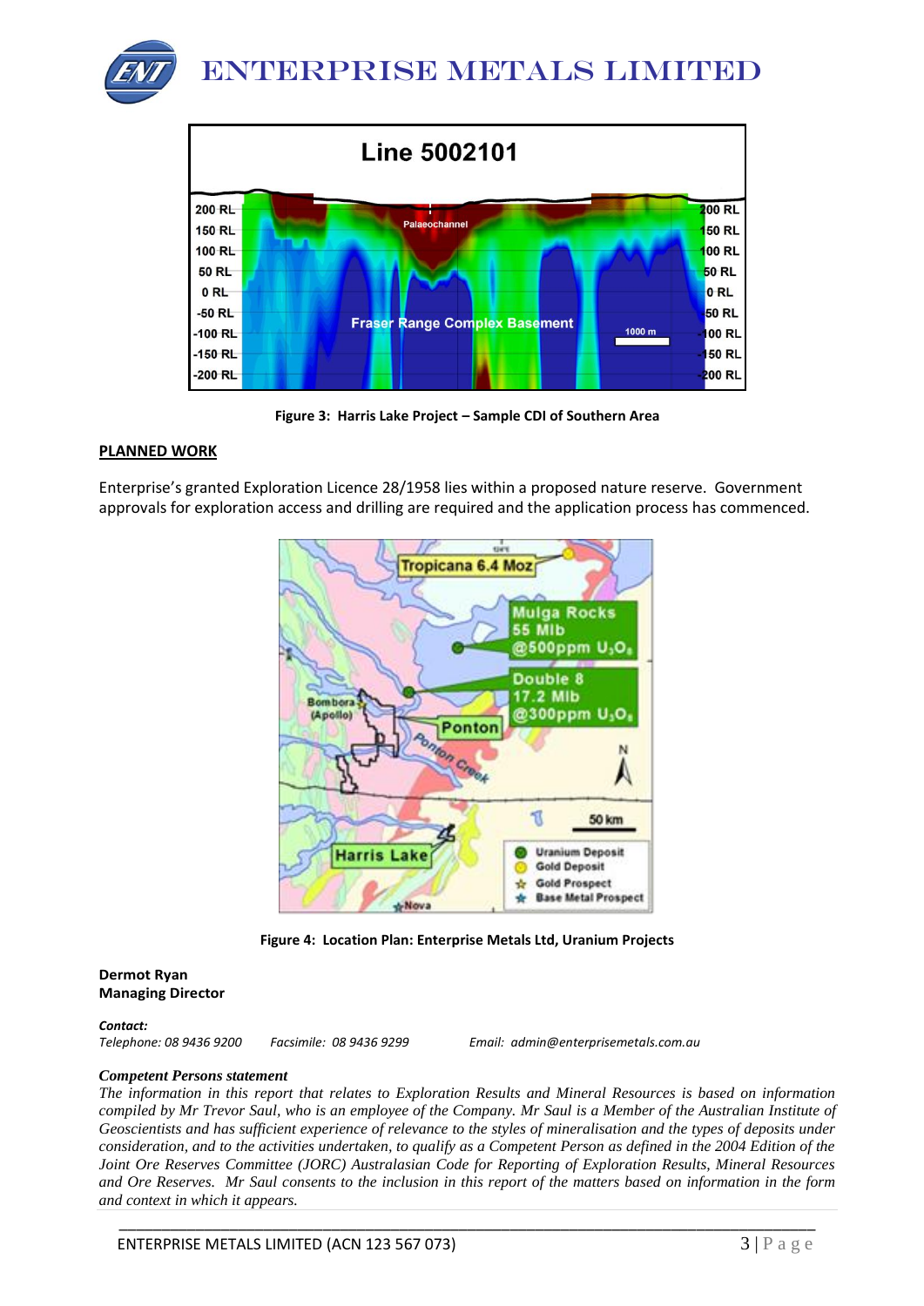Line 5002101

200 RL
150 RL
100 RL
50 RL
0 RL
-50 RL
-100 RL
-150 RL
-200 RL

Palaeochannel

Fraser Range Complex Basement

1000 m

**Figure 3: Harris Lake Project – Sample CDI of Southern Area**

## PLANNED WORK

Enterprise's granted Exploration Licence 28/1958 lies within a proposed nature reserve. Government approvals for exploration access and drilling are required and the application process has commenced.

Tropicana 6.4 Moz

Mulga Rocks
55 Mlb
@500ppm $U_3O_8$

Double 8
17.2 Mlb
@300ppm $U_3O_8$

Bombora (Apollo)

Ponton

Ponton Creek

Harris Lake

Nova

N

50 km

Uranium Deposit
Gold Deposit
Gold Prospect
Base Metal Prospect

**Figure 4: Location Plan: Enterprise Metals Ltd, Uranium Projects**

**Dermot Ryan**
**Managing Director**

***Contact:***
*Telephone: 08 9436 9200* *Facsimile: 08 9436 9299* *Email: admin@enterprisemetals.com.au*

***Competent Persons statement***

*The information in this report that relates to Exploration Results and Mineral Resources is based on information compiled by Mr Trevor Saul, who is an employee of the Company. Mr Saul is a Member of the Australian Institute of Geoscientists and has sufficient experience of relevance to the styles of mineralisation and the types of deposits under consideration, and to the activities undertaken, to qualify as a Competent Person as defined in the 2004 Edition of the Joint Ore Reserves Committee (JORC) Australasian Code for Reporting of Exploration Results, Mineral Resources and Ore Reserves. Mr Saul consents to the inclusion in this report of the matters based on information in the form and context in which it appears.*